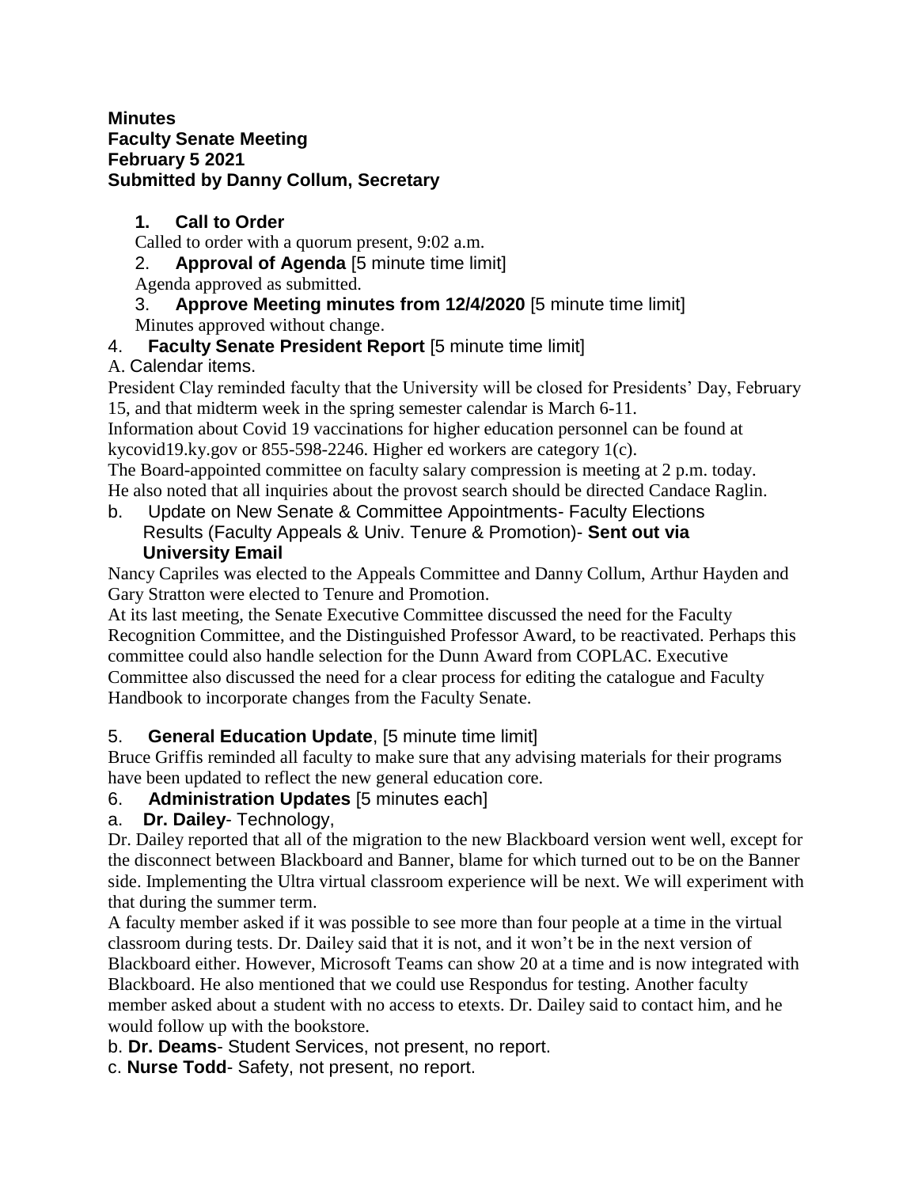**Minutes**
**Faculty Senate Meeting**
**February 5 2021**
**Submitted by Danny Collum, Secretary**

1. **Call to Order**
Called to order with a quorum present, 9:02 a.m.
2. **Approval of Agenda** [5 minute time limit]
Agenda approved as submitted.
3. **Approve Meeting minutes from 12/4/2020** [5 minute time limit]
Minutes approved without change.
4. **Faculty Senate President Report** [5 minute time limit]

A. Calendar items.

President Clay reminded faculty that the University will be closed for Presidents' Day, February 15, and that midterm week in the spring semester calendar is March 6-11.

Information about Covid 19 vaccinations for higher education personnel can be found at kycovid19.ky.gov or 855-598-2246. Higher ed workers are category 1(c).

The Board-appointed committee on faculty salary compression is meeting at 2 p.m. today.

He also noted that all inquiries about the provost search should be directed Candace Raglin.

b. Update on New Senate & Committee Appointments- Faculty Elections Results (Faculty Appeals & Univ. Tenure & Promotion)- **Sent out via University Email**

Nancy Capriles was elected to the Appeals Committee and Danny Collum, Arthur Hayden and Gary Stratton were elected to Tenure and Promotion.

At its last meeting, the Senate Executive Committee discussed the need for the Faculty Recognition Committee, and the Distinguished Professor Award, to be reactivated. Perhaps this committee could also handle selection for the Dunn Award from COPLAC. Executive Committee also discussed the need for a clear process for editing the catalogue and Faculty Handbook to incorporate changes from the Faculty Senate.

5. **General Education Update**, [5 minute time limit]

Bruce Griffis reminded all faculty to make sure that any advising materials for their programs have been updated to reflect the new general education core.

6. **Administration Updates** [5 minutes each]

a. **Dr. Dailey**- Technology,

Dr. Dailey reported that all of the migration to the new Blackboard version went well, except for the disconnect between Blackboard and Banner, blame for which turned out to be on the Banner side. Implementing the Ultra virtual classroom experience will be next. We will experiment with that during the summer term.

A faculty member asked if it was possible to see more than four people at a time in the virtual classroom during tests. Dr. Dailey said that it is not, and it won't be in the next version of Blackboard either. However, Microsoft Teams can show 20 at a time and is now integrated with Blackboard. He also mentioned that we could use Respondus for testing. Another faculty member asked about a student with no access to etexts. Dr. Dailey said to contact him, and he would follow up with the bookstore.

b. **Dr. Deams**- Student Services, not present, no report.

c. **Nurse Todd**- Safety, not present, no report.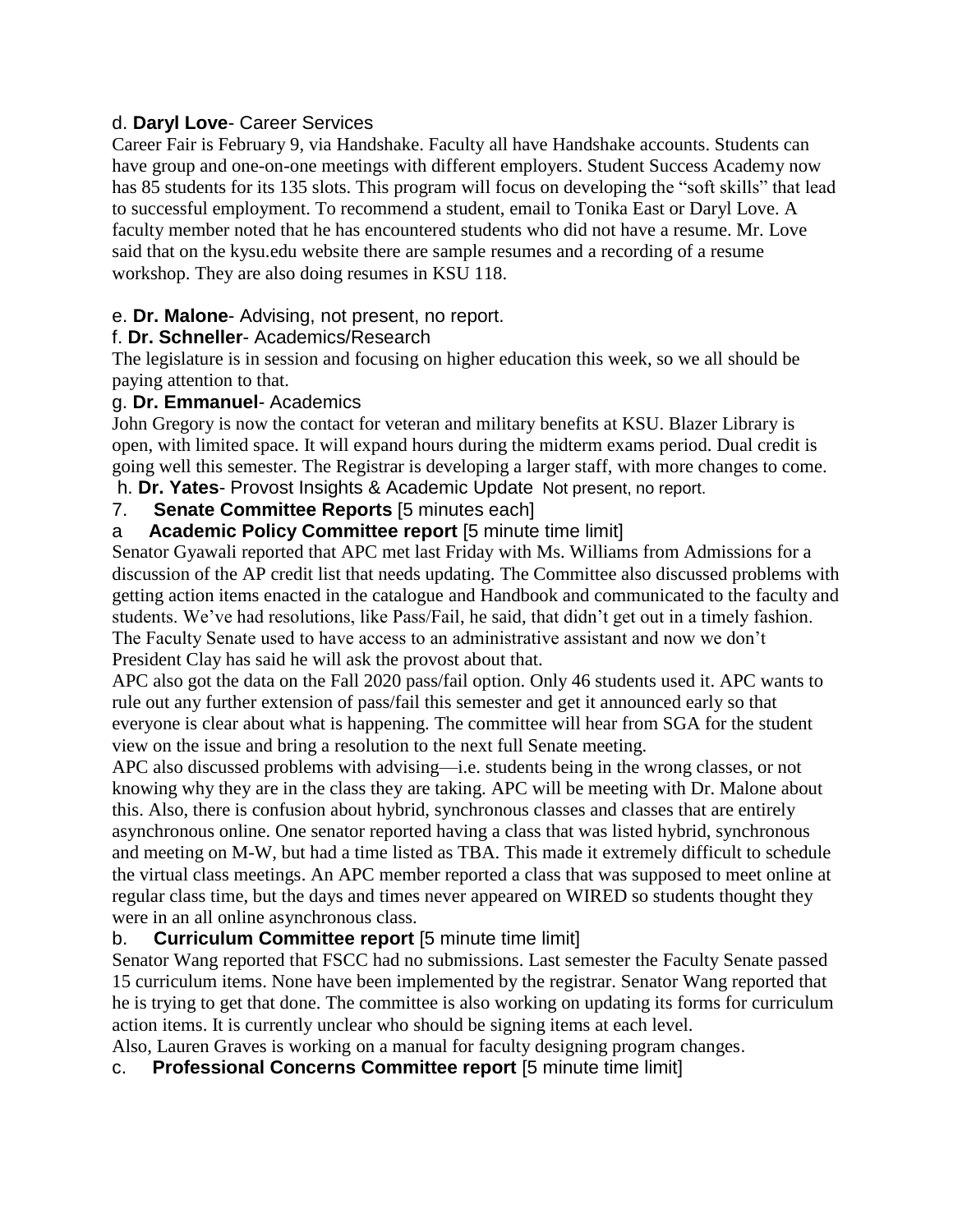d. **Daryl Love**- Career Services

Career Fair is February 9, via Handshake. Faculty all have Handshake accounts. Students can have group and one-on-one meetings with different employers. Student Success Academy now has 85 students for its 135 slots. This program will focus on developing the "soft skills" that lead to successful employment. To recommend a student, email to Tonika East or Daryl Love. A faculty member noted that he has encountered students who did not have a resume. Mr. Love said that on the kysu.edu website there are sample resumes and a recording of a resume workshop. They are also doing resumes in KSU 118.

e. **Dr. Malone**- Advising, not present, no report.

f. **Dr. Schneller**- Academics/Research

The legislature is in session and focusing on higher education this week, so we all should be paying attention to that.

g. **Dr. Emmanuel**- Academics

John Gregory is now the contact for veteran and military benefits at KSU. Blazer Library is open, with limited space. It will expand hours during the midterm exams period. Dual credit is going well this semester. The Registrar is developing a larger staff, with more changes to come.

h. **Dr. Yates**- Provost Insights & Academic Update Not present, no report.

7. **Senate Committee Reports** [5 minutes each]

a **Academic Policy Committee report** [5 minute time limit]

Senator Gyawali reported that APC met last Friday with Ms. Williams from Admissions for a discussion of the AP credit list that needs updating. The Committee also discussed problems with getting action items enacted in the catalogue and Handbook and communicated to the faculty and students. We've had resolutions, like Pass/Fail, he said, that didn't get out in a timely fashion. The Faculty Senate used to have access to an administrative assistant and now we don't President Clay has said he will ask the provost about that.

APC also got the data on the Fall 2020 pass/fail option. Only 46 students used it. APC wants to rule out any further extension of pass/fail this semester and get it announced early so that everyone is clear about what is happening. The committee will hear from SGA for the student view on the issue and bring a resolution to the next full Senate meeting.

APC also discussed problems with advising—i.e. students being in the wrong classes, or not knowing why they are in the class they are taking. APC will be meeting with Dr. Malone about this. Also, there is confusion about hybrid, synchronous classes and classes that are entirely asynchronous online. One senator reported having a class that was listed hybrid, synchronous and meeting on M-W, but had a time listed as TBA. This made it extremely difficult to schedule the virtual class meetings. An APC member reported a class that was supposed to meet online at regular class time, but the days and times never appeared on WIRED so students thought they were in an all online asynchronous class.

b. **Curriculum Committee report** [5 minute time limit]

Senator Wang reported that FSCC had no submissions. Last semester the Faculty Senate passed 15 curriculum items. None have been implemented by the registrar. Senator Wang reported that he is trying to get that done. The committee is also working on updating its forms for curriculum action items. It is currently unclear who should be signing items at each level.

Also, Lauren Graves is working on a manual for faculty designing program changes.

c. **Professional Concerns Committee report** [5 minute time limit]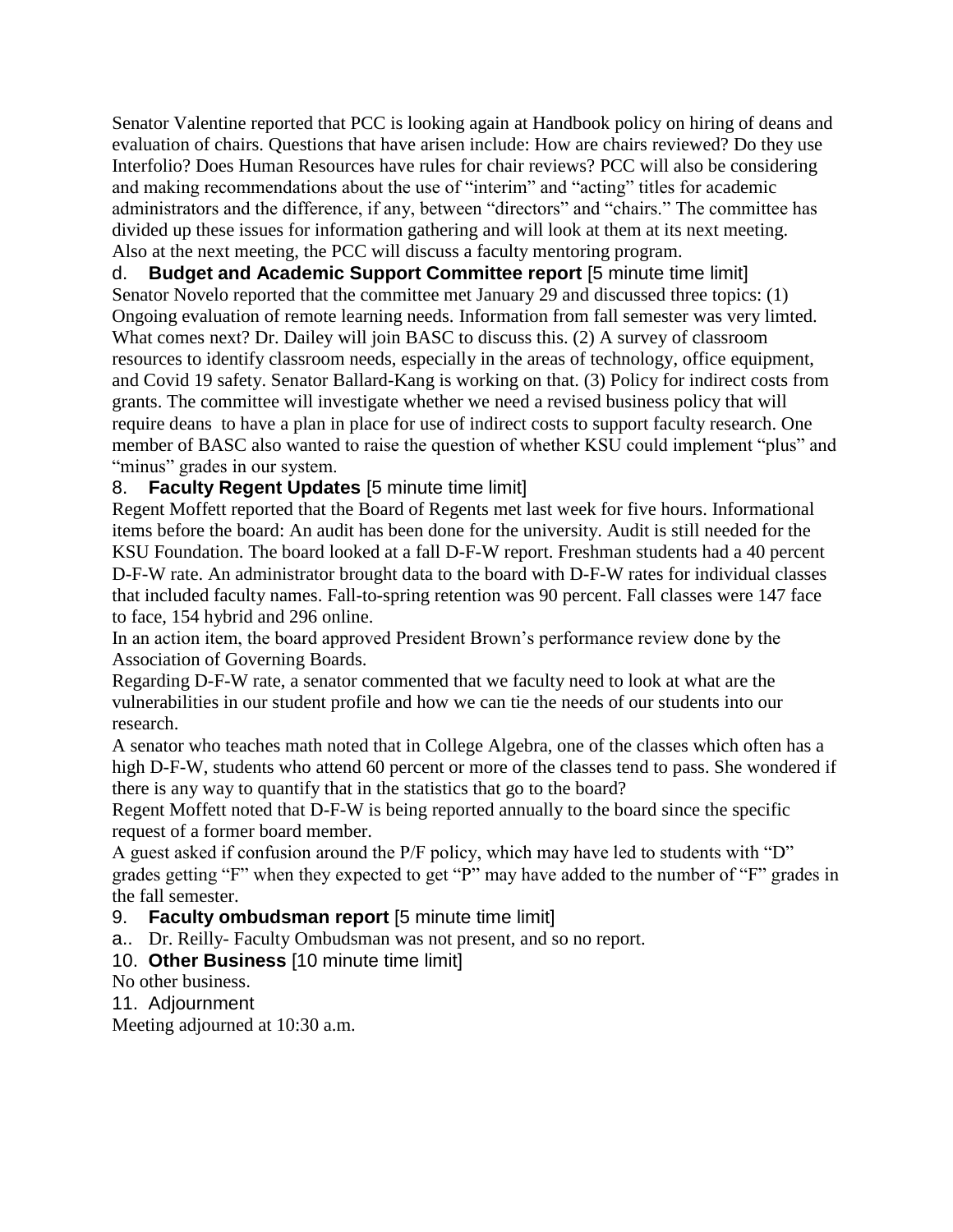Senator Valentine reported that PCC is looking again at Handbook policy on hiring of deans and evaluation of chairs. Questions that have arisen include: How are chairs reviewed? Do they use Interfolio? Does Human Resources have rules for chair reviews? PCC will also be considering and making recommendations about the use of "interim" and "acting" titles for academic administrators and the difference, if any, between "directors" and "chairs." The committee has divided up these issues for information gathering and will look at them at its next meeting. Also at the next meeting, the PCC will discuss a faculty mentoring program.

d. **Budget and Academic Support Committee report** [5 minute time limit]

Senator Novelo reported that the committee met January 29 and discussed three topics: (1) Ongoing evaluation of remote learning needs. Information from fall semester was very limted. What comes next? Dr. Dailey will join BASC to discuss this. (2) A survey of classroom resources to identify classroom needs, especially in the areas of technology, office equipment, and Covid 19 safety. Senator Ballard-Kang is working on that. (3) Policy for indirect costs from grants. The committee will investigate whether we need a revised business policy that will require deans to have a plan in place for use of indirect costs to support faculty research. One member of BASC also wanted to raise the question of whether KSU could implement "plus" and "minus" grades in our system.

8. **Faculty Regent Updates** [5 minute time limit]

Regent Moffett reported that the Board of Regents met last week for five hours. Informational items before the board: An audit has been done for the university. Audit is still needed for the KSU Foundation. The board looked at a fall D-F-W report. Freshman students had a 40 percent D-F-W rate. An administrator brought data to the board with D-F-W rates for individual classes that included faculty names. Fall-to-spring retention was 90 percent. Fall classes were 147 face to face, 154 hybrid and 296 online.

In an action item, the board approved President Brown's performance review done by the Association of Governing Boards.

Regarding D-F-W rate, a senator commented that we faculty need to look at what are the vulnerabilities in our student profile and how we can tie the needs of our students into our research.

A senator who teaches math noted that in College Algebra, one of the classes which often has a high D-F-W, students who attend 60 percent or more of the classes tend to pass. She wondered if there is any way to quantify that in the statistics that go to the board?

Regent Moffett noted that D-F-W is being reported annually to the board since the specific request of a former board member.

A guest asked if confusion around the P/F policy, which may have led to students with "D" grades getting "F" when they expected to get "P" may have added to the number of "F" grades in the fall semester.

9. **Faculty ombudsman report** [5 minute time limit]

a.. Dr. Reilly- Faculty Ombudsman was not present, and so no report.

10. **Other Business** [10 minute time limit]

No other business.

11. Adjournment

Meeting adjourned at 10:30 a.m.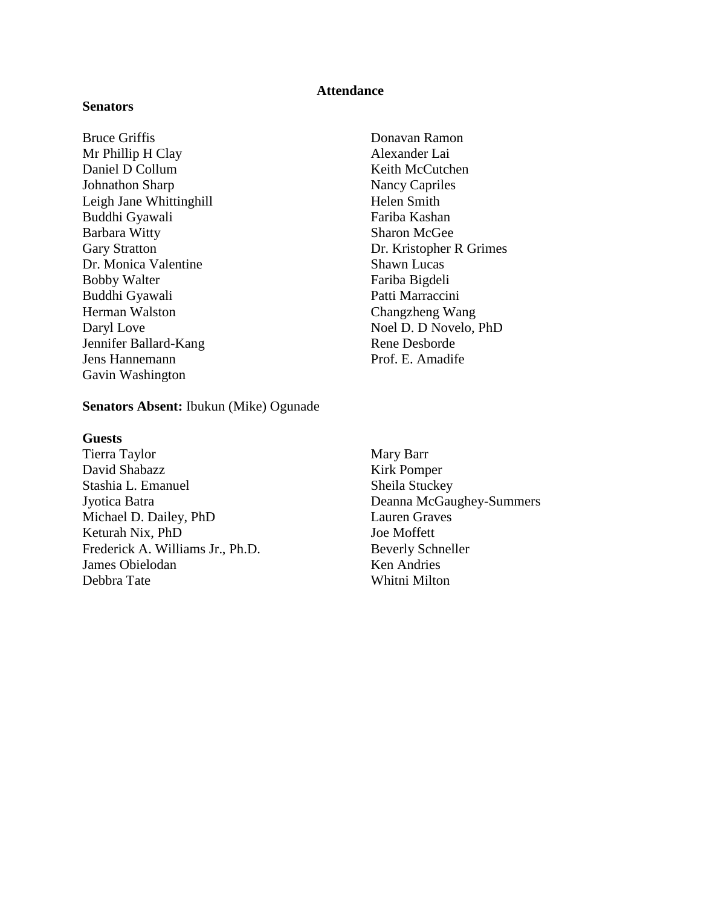## Attendance

### Senators

Bruce Griffis
Mr Phillip H Clay
Daniel D Collum
Johnathon Sharp
Leigh Jane Whittinghill
Buddhi Gyawali
Barbara Witty
Gary Stratton
Dr. Monica Valentine
Bobby Walter
Buddhi Gyawali
Herman Walston
Daryl Love
Jennifer Ballard-Kang
Jens Hannemann
Gavin Washington
Donavan Ramon
Alexander Lai
Keith McCutchen
Nancy Capriles
Helen Smith
Fariba Kashan
Sharon McGee
Dr. Kristopher R Grimes
Shawn Lucas
Fariba Bigdeli
Patti Marraccini
Changzheng Wang
Noel D. D Novelo, PhD
Rene Desborde
Prof. E. Amadife

**Senators Absent:** Ibukun (Mike) Ogunade

### Guests

Tierra Taylor
David Shabazz
Stashia L. Emanuel
Jyotica Batra
Michael D. Dailey, PhD
Keturah Nix, PhD
Frederick A. Williams Jr., Ph.D.
James Obielodan
Debbra Tate
Mary Barr
Kirk Pomper
Sheila Stuckey
Deanna McGaughey-Summers
Lauren Graves
Joe Moffett
Beverly Schneller
Ken Andries
Whitni Milton